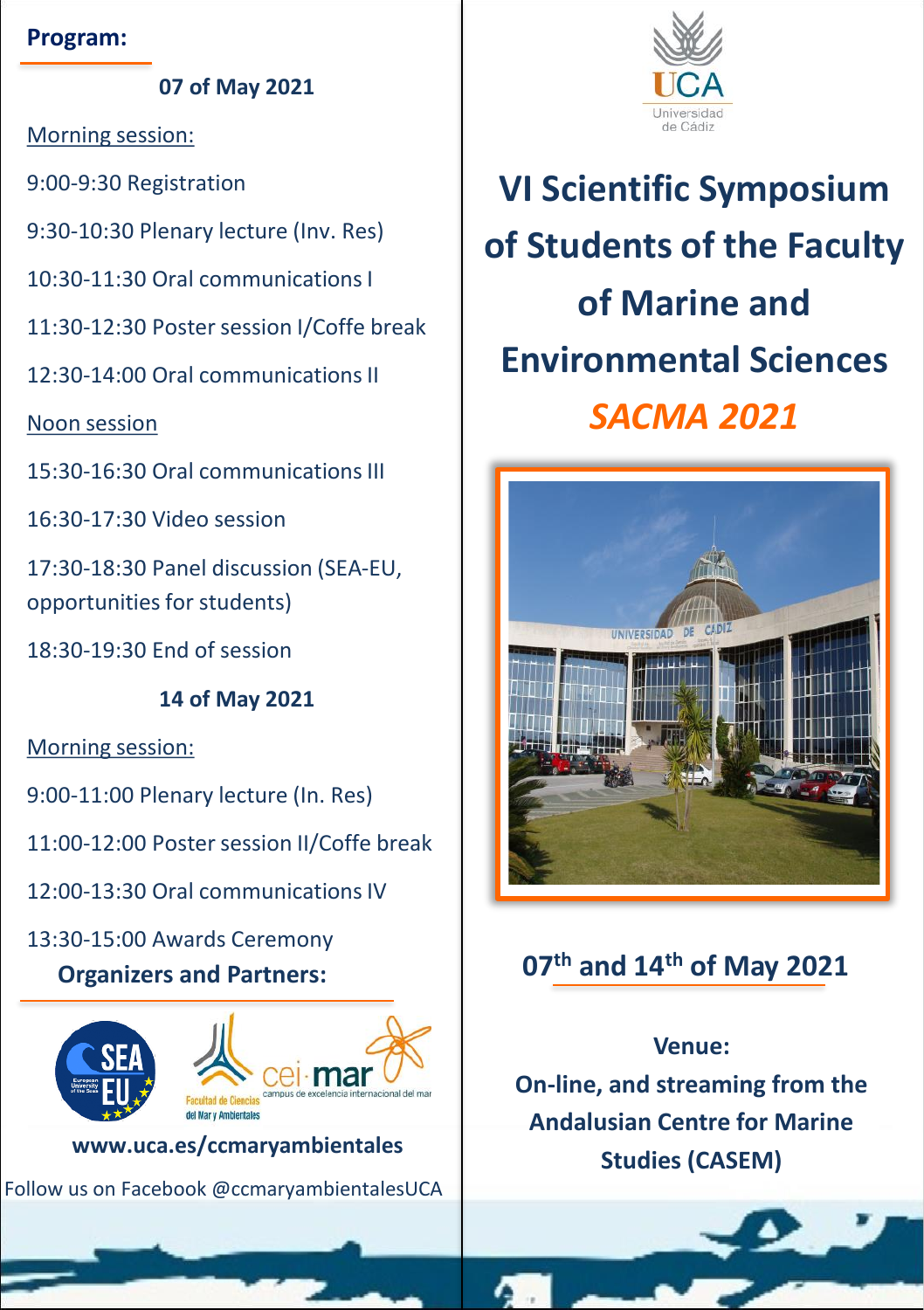# VI Scientific Symposium of Students of the Faculty of Marine and Environmental Sciences

## *SACMA 2021*

**07th and 14th of May 2021**

**Venue:**

**On-line, and streaming from the Andalusian Centre for Marine Studies (CASEM)**

## Program:

### 07 of May 2021

Morning session:

9:00-9:30 Registration

9:30-10:30 Plenary lecture (Inv. Res)

10:30-11:30 Oral communications I

11:30-12:30 Poster session I/Coffe break

12:30-14:00 Oral communications II

Noon session

15:30-16:30 Oral communications III

16:30-17:30 Video session

17:30-18:30 Panel discussion (SEA-EU, opportunities for students)

18:30-19:30 End of session

### 14 of May 2021

Morning session:

9:00-11:00 Plenary lecture (In. Res)

11:00-12:00 Poster session II/Coffe break

12:00-13:30 Oral communications IV

13:30-15:00 Awards Ceremony

## Organizers and Partners:

**www.uca.es/ccmaryambientales**

Follow us on Facebook @ccmaryambientalesUCA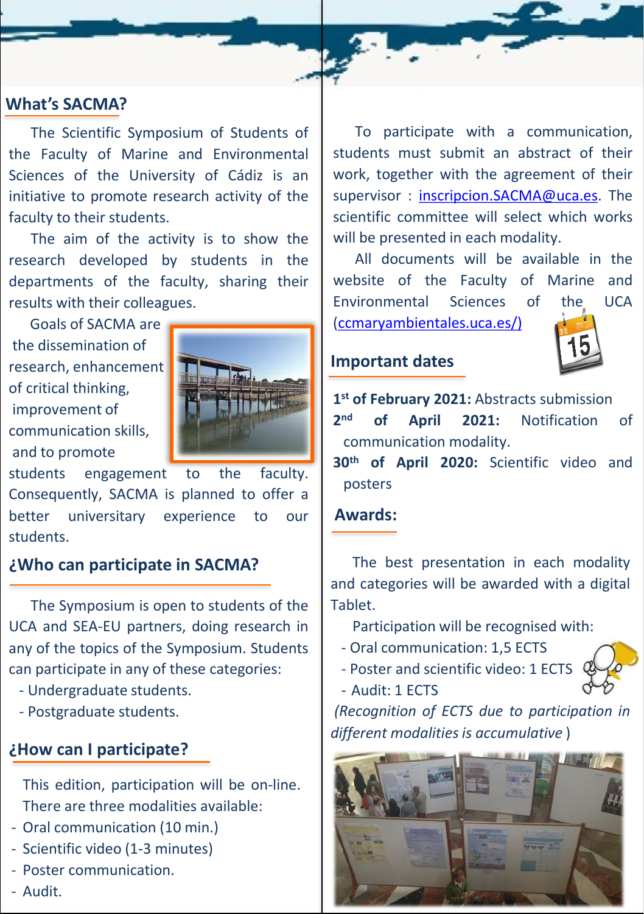## What's SACMA?

The Scientific Symposium of Students of the Faculty of Marine and Environmental Sciences of the University of Cádiz is an initiative to promote research activity of the faculty to their students.

The aim of the activity is to show the research developed by students in the departments of the faculty, sharing their results with their colleagues.

Goals of SACMA are the dissemination of research, enhancement of critical thinking, improvement of communication skills, and to promote students engagement to the faculty. Consequently, SACMA is planned to offer a better universitary experience to our students.

## ¿Who can participate in SACMA?

The Symposium is open to students of the UCA and SEA-EU partners, doing research in any of the topics of the Symposium. Students can participate in any of these categories:

- Undergraduate students.
- Postgraduate students.

## ¿How can I participate?

This edition, participation will be on-line. There are three modalities available:

- Oral communication (10 min.)
- Scientific video (1-3 minutes)
- Poster communication.
- Audit.

To participate with a communication, students must submit an abstract of their work, together with the agreement of their supervisor : inscripcion.SACMA@uca.es. The scientific committee will select which works will be presented in each modality.

All documents will be available in the website of the Faculty of Marine and Environmental Sciences of the UCA (ccmaryambientales.uca.es/)

## Important dates

**1st of February 2021:** Abstracts submission

**2nd of April 2021:** Notification of communication modality.

**30th of April 2020:** Scientific video and posters

## Awards:

The best presentation in each modality and categories will be awarded with a digital Tablet.

Participation will be recognised with:

- Oral communication: 1,5 ECTS
- Poster and scientific video: 1 ECTS
- Audit: 1 ECTS

*(Recognition of ECTS due to participation in different modalities is accumulative* )